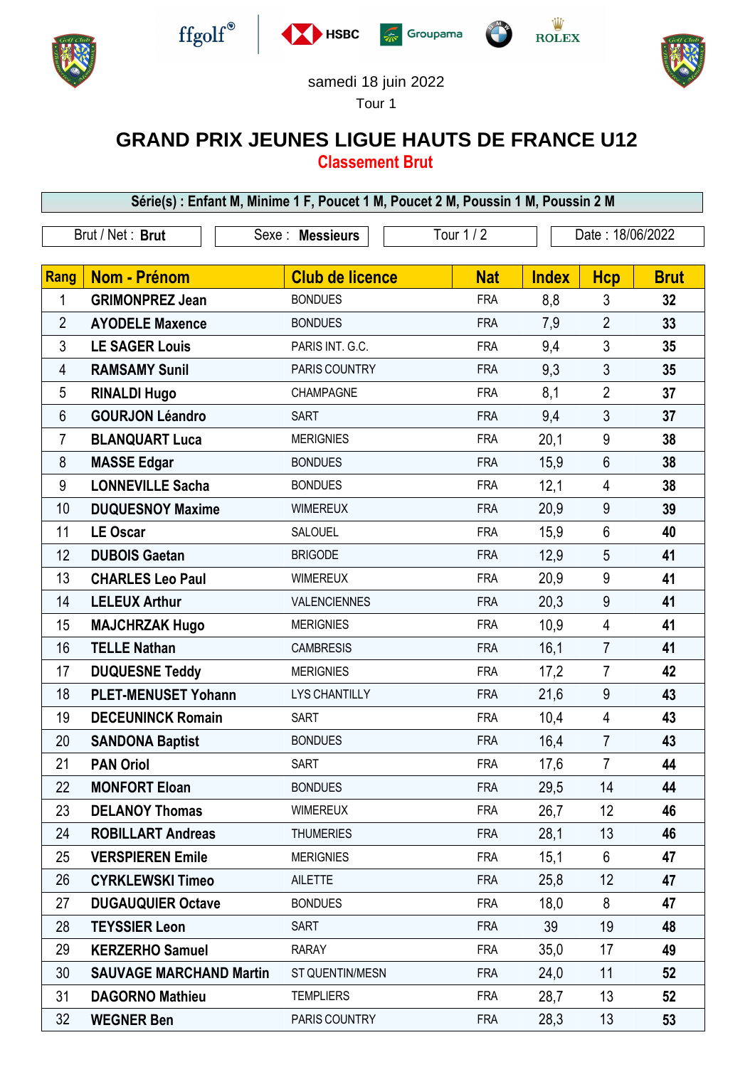samedi 18 juin 2022

Tour 1

# GRAND PRIX JEUNES LIGUE HAUTS DE FRANCE U12

## Classement Brut

**Série(s) : Enfant M, Minime 1 F, Poucet 1 M, Poucet 2 M, Poussin 1 M, Poussin 2 M**

Brut / Net : **Brut** | Sexe : **Messieurs** | Tour 1 / 2 | Date : 18/06/2022

| Rang | Nom - Prénom | Club de licence | Nat | Index | Hcp | Brut |
|---|---|---|---|---|---|---|
| 1 | **GRIMONPREZ Jean** | BONDUES | FRA | 8,8 | 3 | **32** |
| 2 | **AYODELE Maxence** | BONDUES | FRA | 7,9 | 2 | **33** |
| 3 | **LE SAGER Louis** | PARIS INT. G.C. | FRA | 9,4 | 3 | **35** |
| 4 | **RAMSAMY Sunil** | PARIS COUNTRY | FRA | 9,3 | 3 | **35** |
| 5 | **RINALDI Hugo** | CHAMPAGNE | FRA | 8,1 | 2 | **37** |
| 6 | **GOURJON Léandro** | SART | FRA | 9,4 | 3 | **37** |
| 7 | **BLANQUART Luca** | MERIGNIES | FRA | 20,1 | 9 | **38** |
| 8 | **MASSE Edgar** | BONDUES | FRA | 15,9 | 6 | **38** |
| 9 | **LONNEVILLE Sacha** | BONDUES | FRA | 12,1 | 4 | **38** |
| 10 | **DUQUESNOY Maxime** | WIMEREUX | FRA | 20,9 | 9 | **39** |
| 11 | **LE Oscar** | SALOUEL | FRA | 15,9 | 6 | **40** |
| 12 | **DUBOIS Gaetan** | BRIGODE | FRA | 12,9 | 5 | **41** |
| 13 | **CHARLES Leo Paul** | WIMEREUX | FRA | 20,9 | 9 | **41** |
| 14 | **LELEUX Arthur** | VALENCIENNES | FRA | 20,3 | 9 | **41** |
| 15 | **MAJCHRZAK Hugo** | MERIGNIES | FRA | 10,9 | 4 | **41** |
| 16 | **TELLE Nathan** | CAMBRESIS | FRA | 16,1 | 7 | **41** |
| 17 | **DUQUESNE Teddy** | MERIGNIES | FRA | 17,2 | 7 | **42** |
| 18 | **PLET-MENUSET Yohann** | LYS CHANTILLY | FRA | 21,6 | 9 | **43** |
| 19 | **DECEUNINCK Romain** | SART | FRA | 10,4 | 4 | **43** |
| 20 | **SANDONA Baptist** | BONDUES | FRA | 16,4 | 7 | **43** |
| 21 | **PAN Oriol** | SART | FRA | 17,6 | 7 | **44** |
| 22 | **MONFORT Eloan** | BONDUES | FRA | 29,5 | 14 | **44** |
| 23 | **DELANOY Thomas** | WIMEREUX | FRA | 26,7 | 12 | **46** |
| 24 | **ROBILLART Andreas** | THUMERIES | FRA | 28,1 | 13 | **46** |
| 25 | **VERSPIEREN Emile** | MERIGNIES | FRA | 15,1 | 6 | **47** |
| 26 | **CYRKLEWSKI Timeo** | AILETTE | FRA | 25,8 | 12 | **47** |
| 27 | **DUGAUQUIER Octave** | BONDUES | FRA | 18,0 | 8 | **47** |
| 28 | **TEYSSIER Leon** | SART | FRA | 39 | 19 | **48** |
| 29 | **KERZERHO Samuel** | RARAY | FRA | 35,0 | 17 | **49** |
| 30 | **SAUVAGE MARCHAND Martin** | ST QUENTIN/MESN | FRA | 24,0 | 11 | **52** |
| 31 | **DAGORNO Mathieu** | TEMPLIERS | FRA | 28,7 | 13 | **52** |
| 32 | **WEGNER Ben** | PARIS COUNTRY | FRA | 28,3 | 13 | **53** |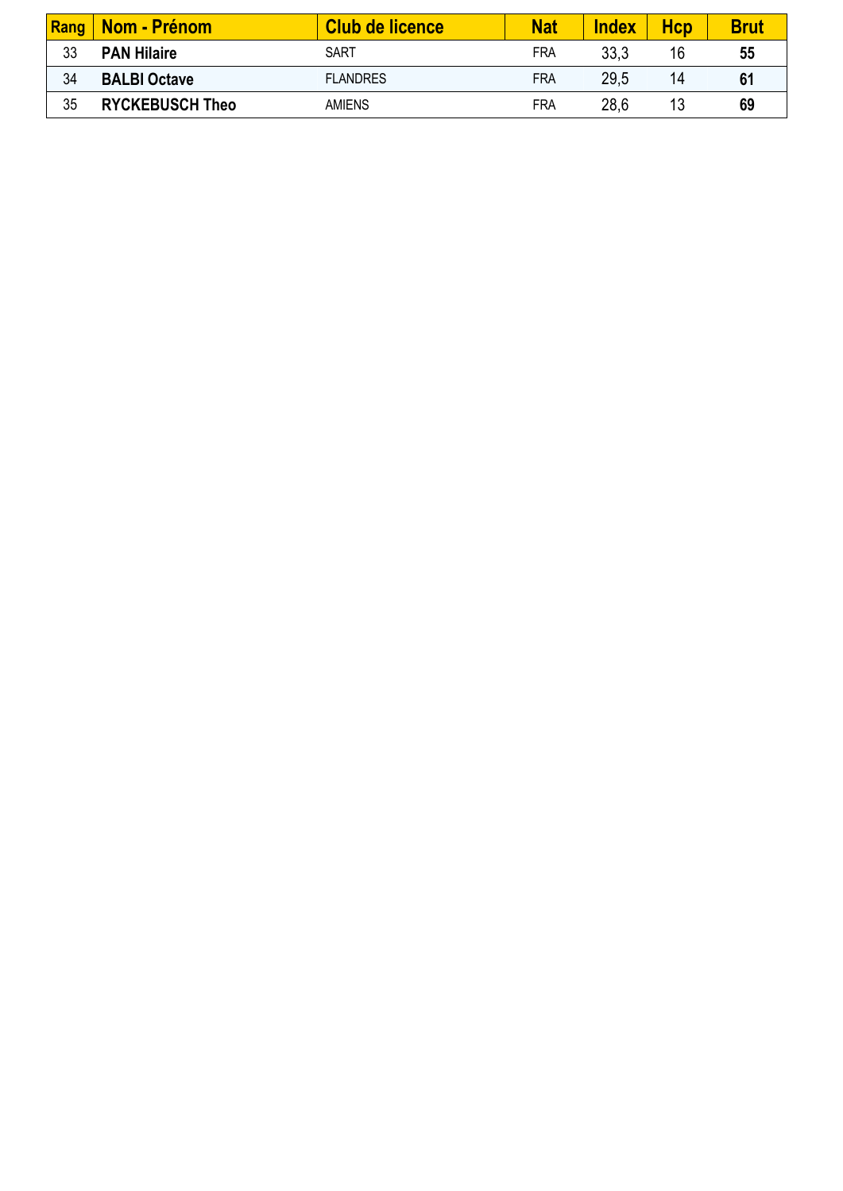| Rang | Nom - Prénom | Club de licence | Nat | Index | Hcp | Brut |
|---|---|---|---|---|---|---|
| 33 | **PAN Hilaire** | SART | FRA | 33,3 | 16 | **55** |
| 34 | **BALBI Octave** | FLANDRES | FRA | 29,5 | 14 | **61** |
| 35 | **RYCKEBUSCH Theo** | AMIENS | FRA | 28,6 | 13 | **69** |